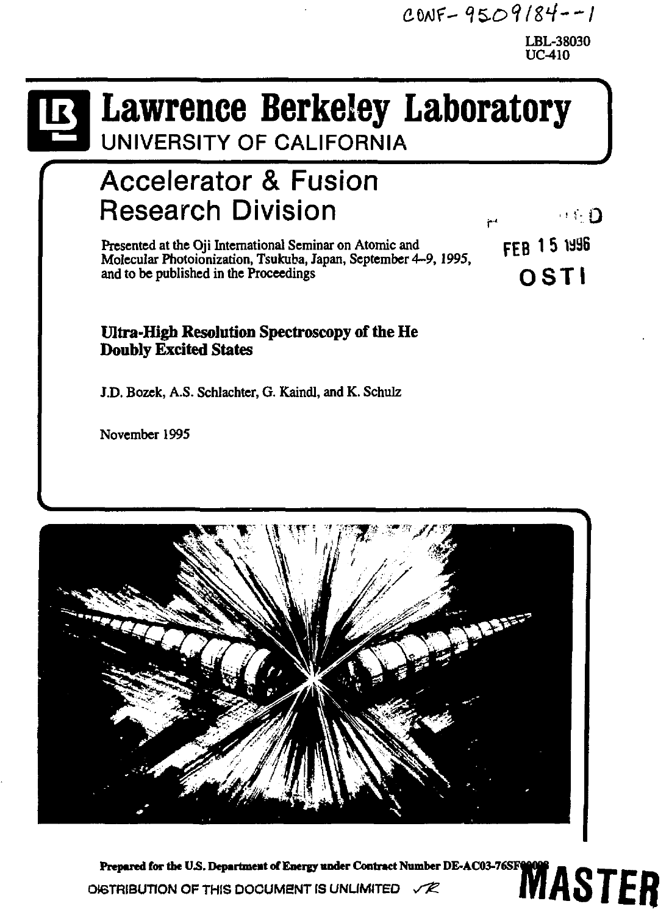CONF-9509184--1

LBL-38030
UC-410

# Lawrence Berkeley Laboratory

UNIVERSITY OF CALIFORNIA

## Accelerator & Fusion Research Division

RECEIVED
FEB 15 1996
OSTI

Presented at the Oji International Seminar on Atomic and Molecular Photoionization, Tsukuba, Japan, September 4–9, 1995, and to be published in the Proceedings

**Ultra-High Resolution Spectroscopy of the He Doubly Excited States**

J.D. Bozek, A.S. Schlachter, G. Kaindl, and K. Schulz

November 1995

**Prepared for the U.S. Department of Energy under Contract Number DE-AC03-76SF00098**

DISTRIBUTION OF THIS DOCUMENT IS UNLIMITED

MASTER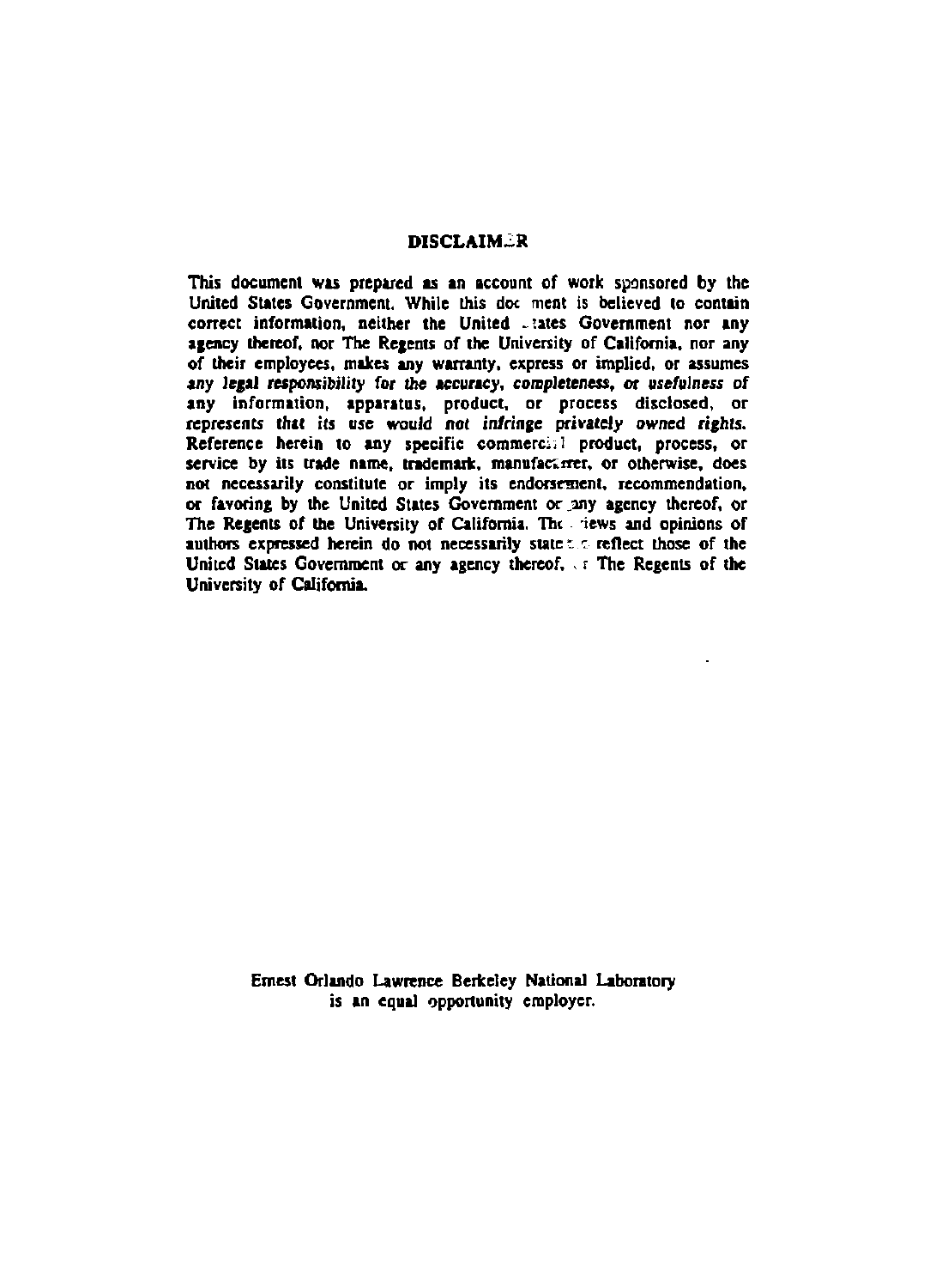## DISCLAIMER

This document was prepared as an account of work sponsored by the United States Government. While this document is believed to contain correct information, neither the United States Government nor any agency thereof, nor The Regents of the University of California, nor any of their employees, makes any warranty, express or implied, or assumes *any legal responsibility for the accuracy, completeness, or usefulness* of any information, apparatus, product, or process disclosed, or *represents that its use would not infringe privately owned rights.* Reference herein to any specific commercial product, process, or service by its trade name, trademark, manufacturer, or otherwise, does not necessarily constitute or imply its endorsement, recommendation, or favoring by the United States Government or any agency thereof, or The Regents of the University of California. The views and opinions of authors expressed herein do not necessarily state or reflect those of the United States Government or any agency thereof, or The Regents of the University of California.

Ernest Orlando Lawrence Berkeley National Laboratory is an equal opportunity employer.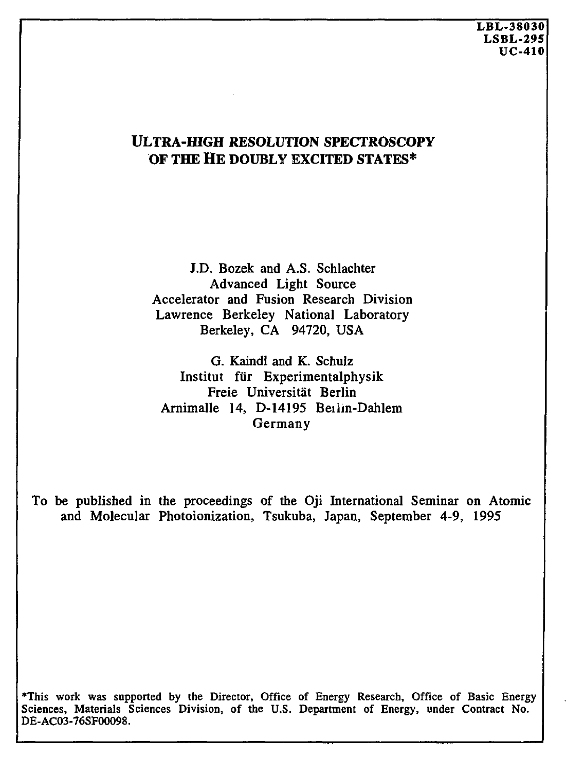LBL-38030
LSBL-295
UC-410

# ULTRA-HIGH RESOLUTION SPECTROSCOPY OF THE HE DOUBLY EXCITED STATES*

J.D. Bozek and A.S. Schlachter
Advanced Light Source
Accelerator and Fusion Research Division
Lawrence Berkeley National Laboratory
Berkeley, CA 94720, USA

G. Kaindl and K. Schulz
Institut für Experimentalphysik
Freie Universität Berlin
Arnimalle 14, D-14195 Berlin-Dahlem
Germany

To be published in the proceedings of the Oji International Seminar on Atomic and Molecular Photoionization, Tsukuba, Japan, September 4-9, 1995

*This work was supported by the Director, Office of Energy Research, Office of Basic Energy Sciences, Materials Sciences Division, of the U.S. Department of Energy, under Contract No. DE-AC03-76SF00098.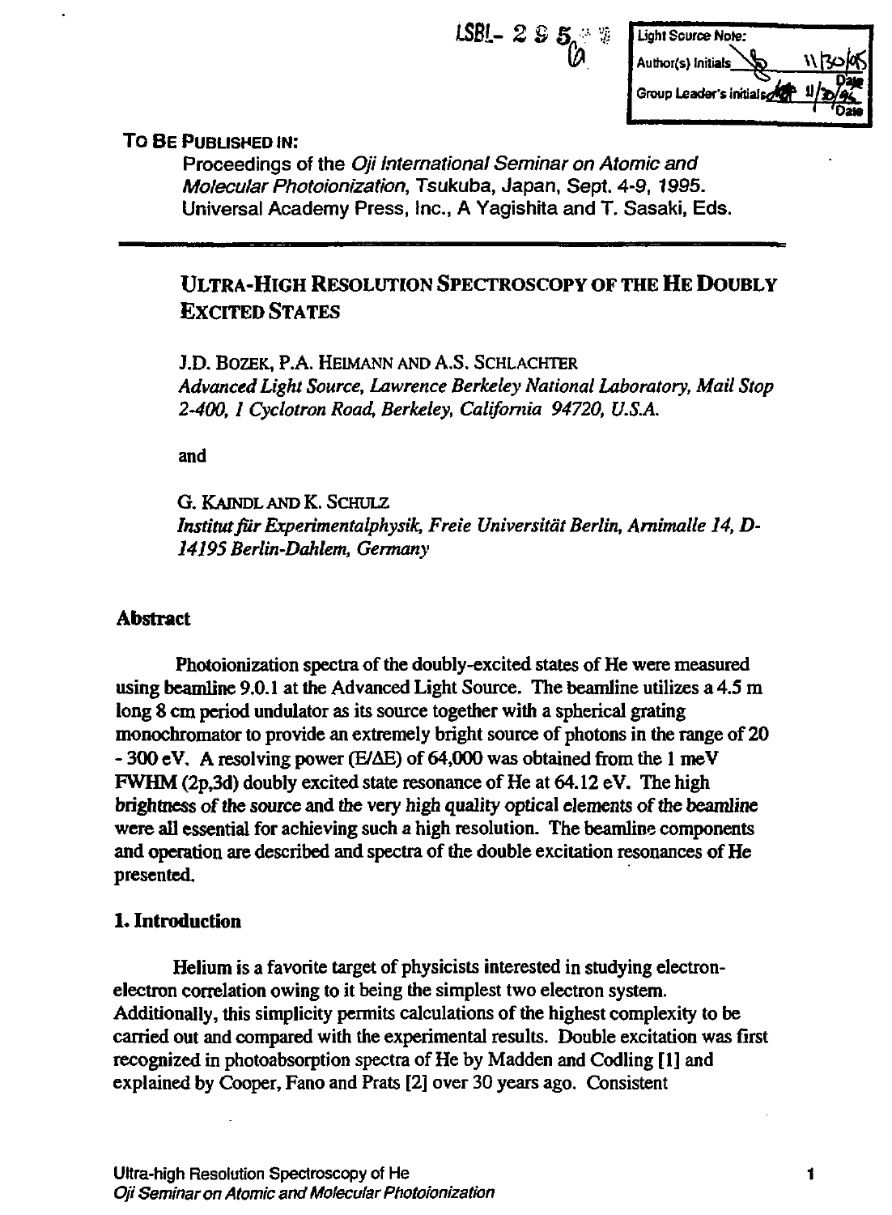LSBL- 295 (a)

Light Source Note:
Author(s) Initials 11/30/95 Date
Group Leader's initials 11/30/95 Date

**To Be Published In:**

Proceedings of the *Oji International Seminar on Atomic and Molecular Photoionization*, Tsukuba, Japan, Sept. 4-9, 1995. Universal Academy Press, Inc., A Yagishita and T. Sasaki, Eds.

---

# Ultra-High Resolution Spectroscopy of the He Doubly Excited States

J.D. Bozek, P.A. Heimann and A.S. Schlachter
*Advanced Light Source, Lawrence Berkeley National Laboratory, Mail Stop 2-400, 1 Cyclotron Road, Berkeley, California 94720, U.S.A.*

and

G. Kaindl and K. Schulz
*Institut für Experimentalphysik, Freie Universität Berlin, Arnimalle 14, D-14195 Berlin-Dahlem, Germany*

## Abstract

Photoionization spectra of the doubly-excited states of He were measured using beamline 9.0.1 at the Advanced Light Source. The beamline utilizes a 4.5 m long 8 cm period undulator as its source together with a spherical grating monochromator to provide an extremely bright source of photons in the range of 20 - 300 eV. A resolving power (E/ΔE) of 64,000 was obtained from the 1 meV FWHM (2p,3d) doubly excited state resonance of He at 64.12 eV. The high brightness of the source and the very high quality optical elements of the beamline were all essential for achieving such a high resolution. The beamline components and operation are described and spectra of the double excitation resonances of He presented.

## 1. Introduction

Helium is a favorite target of physicists interested in studying electron-electron correlation owing to it being the simplest two electron system. Additionally, this simplicity permits calculations of the highest complexity to be carried out and compared with the experimental results. Double excitation was first recognized in photoabsorption spectra of He by Madden and Codling [1] and explained by Cooper, Fano and Prats [2] over 30 years ago. Consistent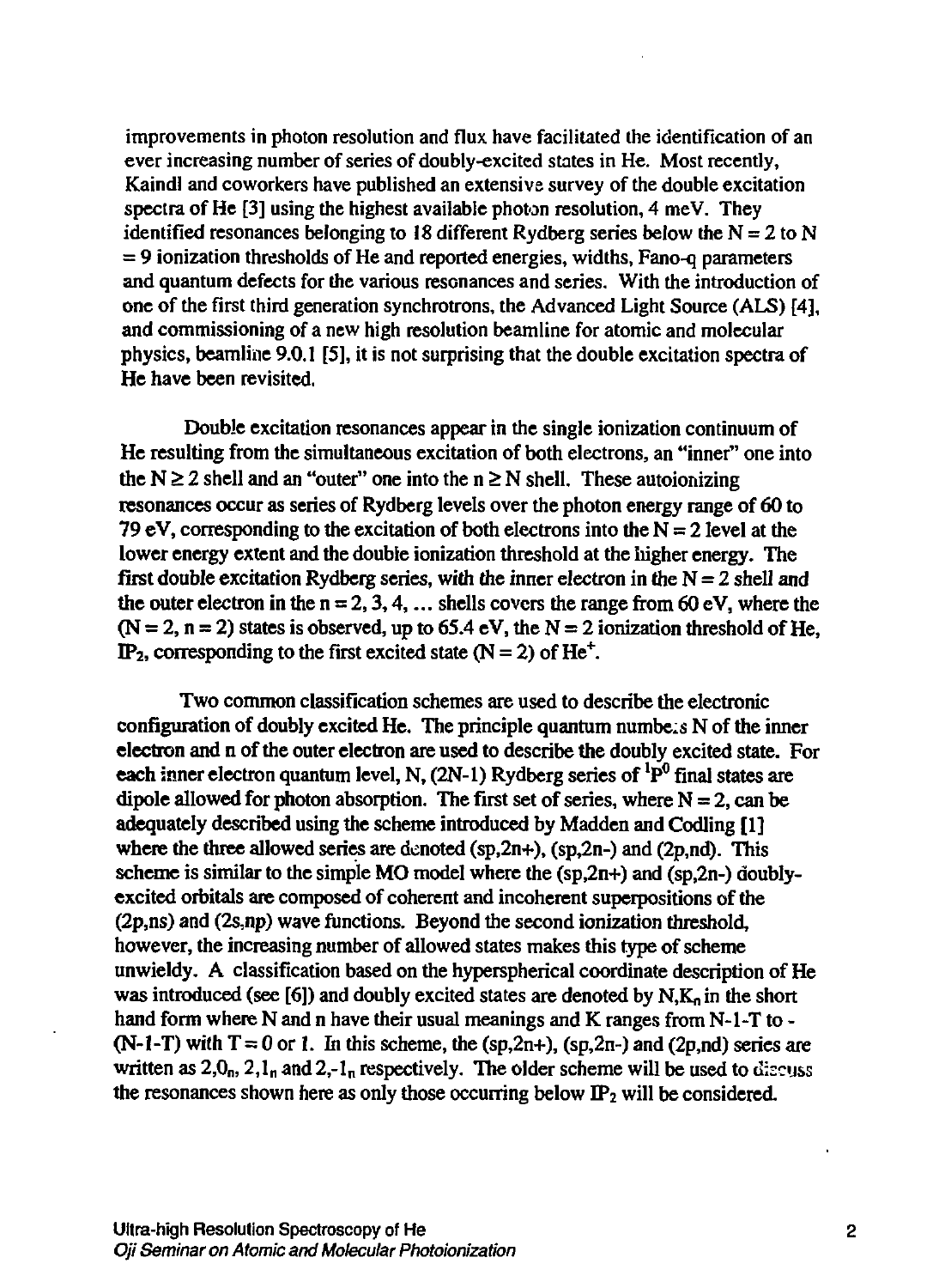improvements in photon resolution and flux have facilitated the identification of an ever increasing number of series of doubly-excited states in He. Most recently, Kaindl and coworkers have published an extensive survey of the double excitation spectra of He [3] using the highest available photon resolution, 4 meV. They identified resonances belonging to 18 different Rydberg series below the N = 2 to N = 9 ionization thresholds of He and reported energies, widths, Fano-q parameters and quantum defects for the various resonances and series. With the introduction of one of the first third generation synchrotrons, the Advanced Light Source (ALS) [4], and commissioning of a new high resolution beamline for atomic and molecular physics, beamline 9.0.1 [5], it is not surprising that the double excitation spectra of He have been revisited.

Double excitation resonances appear in the single ionization continuum of He resulting from the simultaneous excitation of both electrons, an "inner" one into the $N \geq 2$ shell and an "outer" one into the $n \geq N$ shell. These autoionizing resonances occur as series of Rydberg levels over the photon energy range of 60 to 79 eV, corresponding to the excitation of both electrons into the N = 2 level at the lower energy extent and the double ionization threshold at the higher energy. The first double excitation Rydberg series, with the inner electron in the N = 2 shell and the outer electron in the n = 2, 3, 4, ... shells covers the range from 60 eV, where the (N = 2, n = 2) states is observed, up to 65.4 eV, the N = 2 ionization threshold of He, $IP_2$, corresponding to the first excited state (N = 2) of $He^+$.

Two common classification schemes are used to describe the electronic configuration of doubly excited He. The principle quantum numbers N of the inner electron and n of the outer electron are used to describe the doubly excited state. For each inner electron quantum level, N, (2N-1) Rydberg series of $^1P^0$ final states are dipole allowed for photon absorption. The first set of series, where N = 2, can be adequately described using the scheme introduced by Madden and Codling [1] where the three allowed series are denoted (sp,2n+), (sp,2n-) and (2p,nd). This scheme is similar to the simple MO model where the (sp,2n+) and (sp,2n-) doubly-excited orbitals are composed of coherent and incoherent superpositions of the (2p,ns) and (2s,np) wave functions. Beyond the second ionization threshold, however, the increasing number of allowed states makes this type of scheme unwieldy. A classification based on the hyperspherical coordinate description of He was introduced (see [6]) and doubly excited states are denoted by $N,K_n$ in the short hand form where N and n have their usual meanings and K ranges from N-1-T to -(N-1-T) with T = 0 or 1. In this scheme, the (sp,2n+), (sp,2n-) and (2p,nd) series are written as $2,0_n$, $2,1_n$ and $2,-1_n$ respectively. The older scheme will be used to discuss the resonances shown here as only those occurring below $IP_2$ will be considered.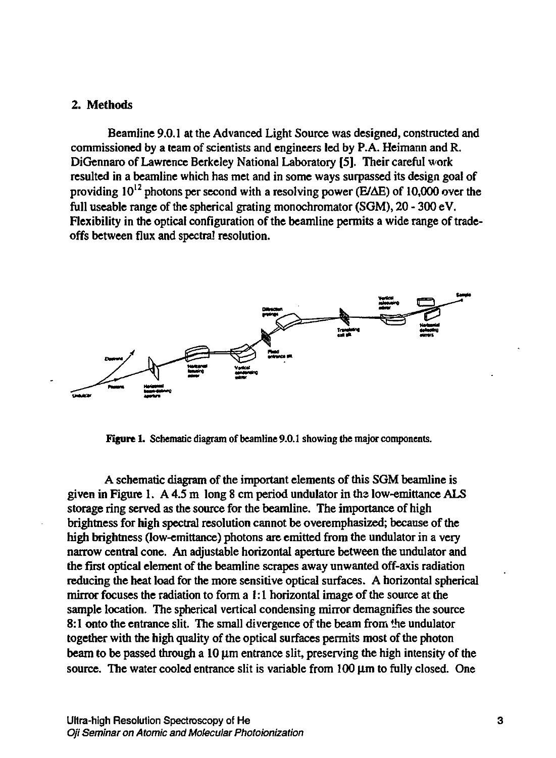## 2. Methods

Beamline 9.0.1 at the Advanced Light Source was designed, constructed and commissioned by a team of scientists and engineers led by P.A. Heimann and R. DiGennaro of Lawrence Berkeley National Laboratory [5]. Their careful work resulted in a beamline which has met and in some ways surpassed its design goal of providing $10^{12}$ photons per second with a resolving power ($E/\Delta E$) of 10,000 over the full useable range of the spherical grating monochromator (SGM), 20 - 300 eV. Flexibility in the optical configuration of the beamline permits a wide range of trade-offs between flux and spectral resolution.

**Figure 1.** Schematic diagram of beamline 9.0.1 showing the major components.

A schematic diagram of the important elements of this SGM beamline is given in Figure 1. A 4.5 m long 8 cm period undulator in the low-emittance ALS storage ring served as the source for the beamline. The importance of high brightness for high spectral resolution cannot be overemphasized; because of the high brightness (low-emittance) photons are emitted from the undulator in a very narrow central cone. An adjustable horizontal aperture between the undulator and the first optical element of the beamline scrapes away unwanted off-axis radiation reducing the heat load for the more sensitive optical surfaces. A horizontal spherical mirror focuses the radiation to form a 1:1 horizontal image of the source at the sample location. The spherical vertical condensing mirror demagnifies the source 8:1 onto the entrance slit. The small divergence of the beam from the undulator together with the high quality of the optical surfaces permits most of the photon beam to be passed through a 10 μm entrance slit, preserving the high intensity of the source. The water cooled entrance slit is variable from 100 μm to fully closed. One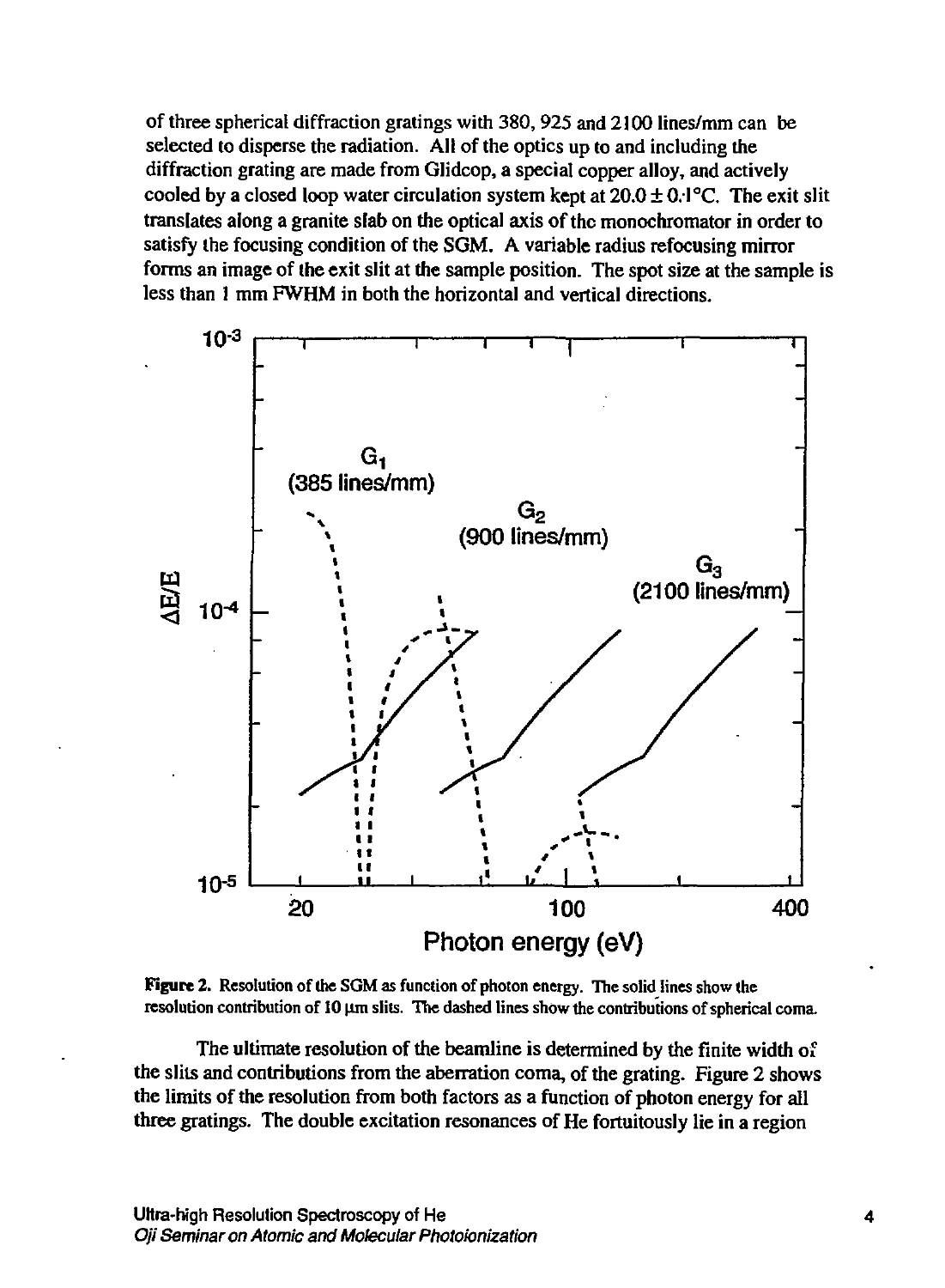of three spherical diffraction gratings with 380, 925 and 2100 lines/mm can be selected to disperse the radiation. All of the optics up to and including the diffraction grating are made from Glidcop, a special copper alloy, and actively cooled by a closed loop water circulation system kept at 20.0 ± 0.1°C. The exit slit translates along a granite slab on the optical axis of the monochromator in order to satisfy the focusing condition of the SGM. A variable radius refocusing mirror forms an image of the exit slit at the sample position. The spot size at the sample is less than 1 mm FWHM in both the horizontal and vertical directions.

**Figure 2.** Resolution of the SGM as function of photon energy. The solid lines show the resolution contribution of 10 μm slits. The dashed lines show the contributions of spherical coma.

The ultimate resolution of the beamline is determined by the finite width of the slits and contributions from the aberration coma, of the grating. Figure 2 shows the limits of the resolution from both factors as a function of photon energy for all three gratings. The double excitation resonances of He fortuitously lie in a region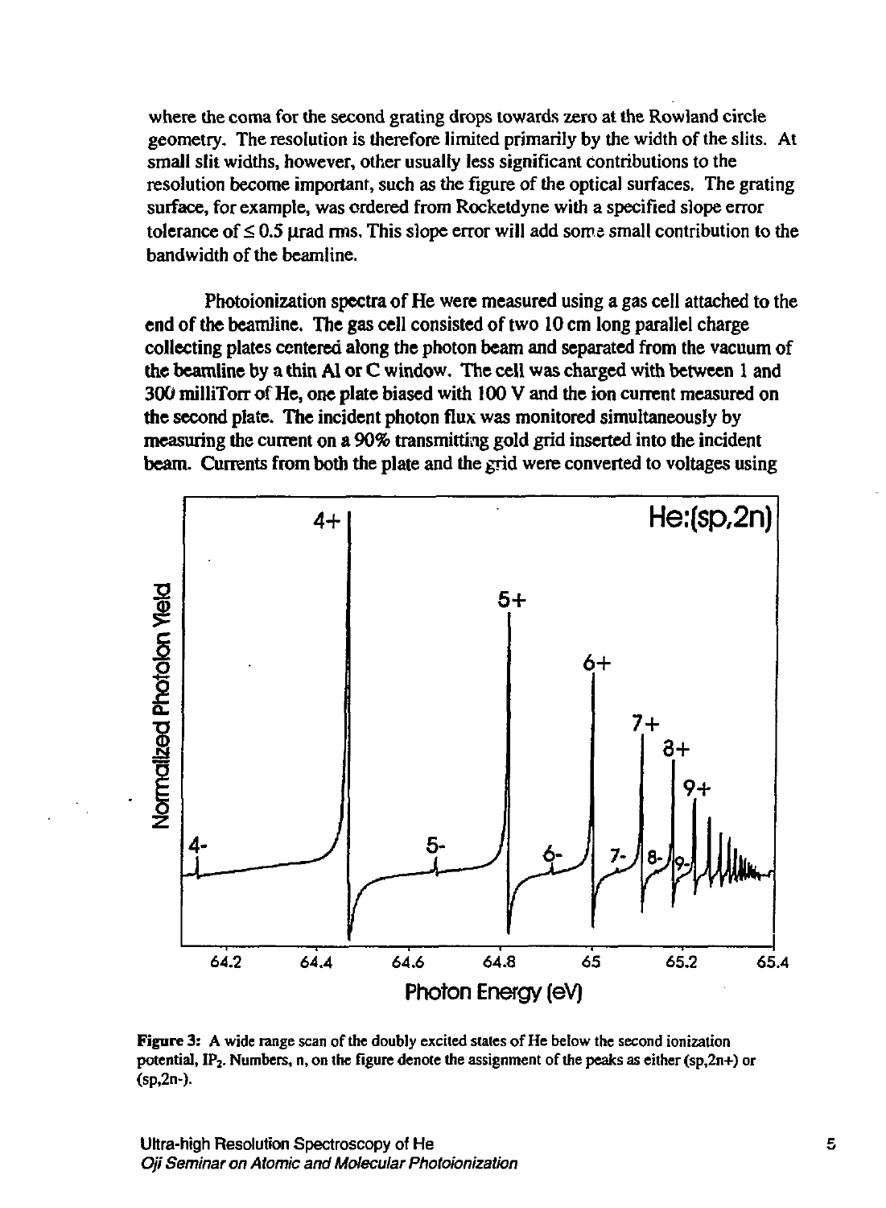where the coma for the second grating drops towards zero at the Rowland circle geometry. The resolution is therefore limited primarily by the width of the slits. At small slit widths, however, other usually less significant contributions to the resolution become important, such as the figure of the optical surfaces. The grating surface, for example, was ordered from Rocketdyne with a specified slope error tolerance of $\leq 0.5$ μrad rms. This slope error will add some small contribution to the bandwidth of the beamline.

Photoionization spectra of He were measured using a gas cell attached to the end of the beamline. The gas cell consisted of two 10 cm long parallel charge collecting plates centered along the photon beam and separated from the vacuum of the beamline by a thin Al or C window. The cell was charged with between 1 and 300 milliTorr of He, one plate biased with 100 V and the ion current measured on the second plate. The incident photon flux was monitored simultaneously by measuring the current on a 90% transmitting gold grid inserted into the incident beam. Currents from both the plate and the grid were converted to voltages using

**Figure 3:** A wide range scan of the doubly excited states of He below the second ionization potential, $IP_2$. Numbers, n, on the figure denote the assignment of the peaks as either (sp,2n+) or (sp,2n-).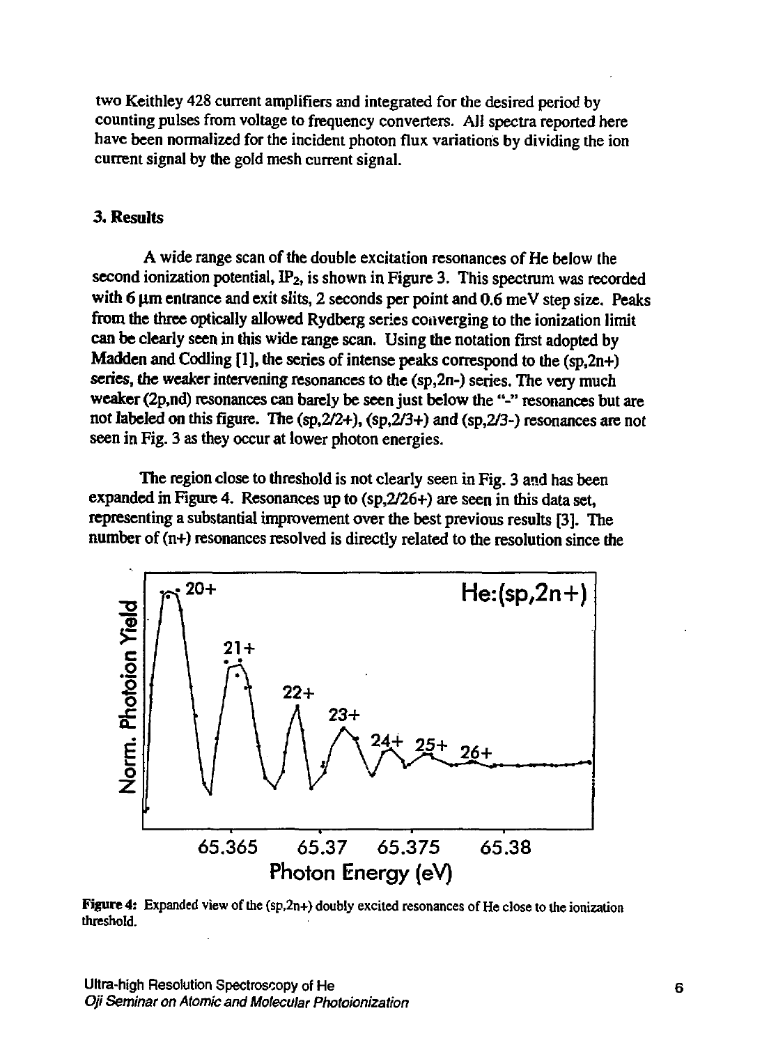two Keithley 428 current amplifiers and integrated for the desired period by counting pulses from voltage to frequency converters. All spectra reported here have been normalized for the incident photon flux variations by dividing the ion current signal by the gold mesh current signal.

### 3. Results

A wide range scan of the double excitation resonances of He below the second ionization potential, $IP_2$, is shown in Figure 3. This spectrum was recorded with 6 µm entrance and exit slits, 2 seconds per point and 0.6 meV step size. Peaks from the three optically allowed Rydberg series converging to the ionization limit can be clearly seen in this wide range scan. Using the notation first adopted by Madden and Codling [1], the series of intense peaks correspond to the (sp,2n+) series, the weaker intervening resonances to the (sp,2n-) series. The very much weaker (2p,nd) resonances can barely be seen just below the "-" resonances but are not labeled on this figure. The (sp,2/2+), (sp,2/3+) and (sp,2/3-) resonances are not seen in Fig. 3 as they occur at lower photon energies.

The region close to threshold is not clearly seen in Fig. 3 and has been expanded in Figure 4. Resonances up to (sp,2/26+) are seen in this data set, representing a substantial improvement over the best previous results [3]. The number of (n+) resonances resolved is directly related to the resolution since the

**Figure 4:** Expanded view of the (sp,2n+) doubly excited resonances of He close to the ionization threshold.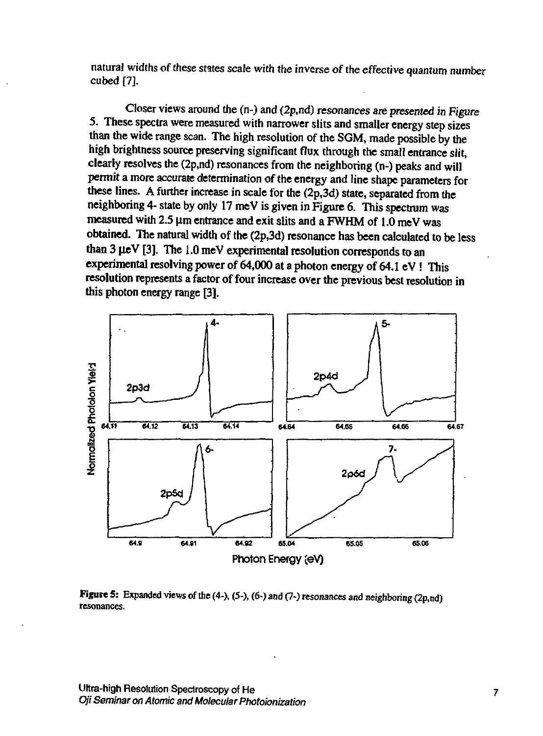natural widths of these states scale with the inverse of the effective quantum number cubed [7].

Closer views around the (n-) and (2p,nd) resonances are presented in Figure 5. These spectra were measured with narrower slits and smaller energy step sizes than the wide range scan. The high resolution of the SGM, made possible by the high brightness source preserving significant flux through the small entrance slit, clearly resolves the (2p,nd) resonances from the neighboring (n-) peaks and will permit a more accurate determination of the energy and line shape parameters for these lines. A further increase in scale for the (2p,3d) state, separated from the neighboring 4- state by only 17 meV is given in Figure 6. This spectrum was measured with 2.5 μm entrance and exit slits and a FWHM of 1.0 meV was obtained. The natural width of the (2p,3d) resonance has been calculated to be less than 3 μeV [3]. The 1.0 meV experimental resolution corresponds to an experimental resolving power of 64,000 at a photon energy of 64.1 eV ! This resolution represents a factor of four increase over the previous best resolution in this photon energy range [3].

**Figure 5:** Expanded views of the (4-), (5-), (6-) and (7-) resonances and neighboring (2p,nd) resonances.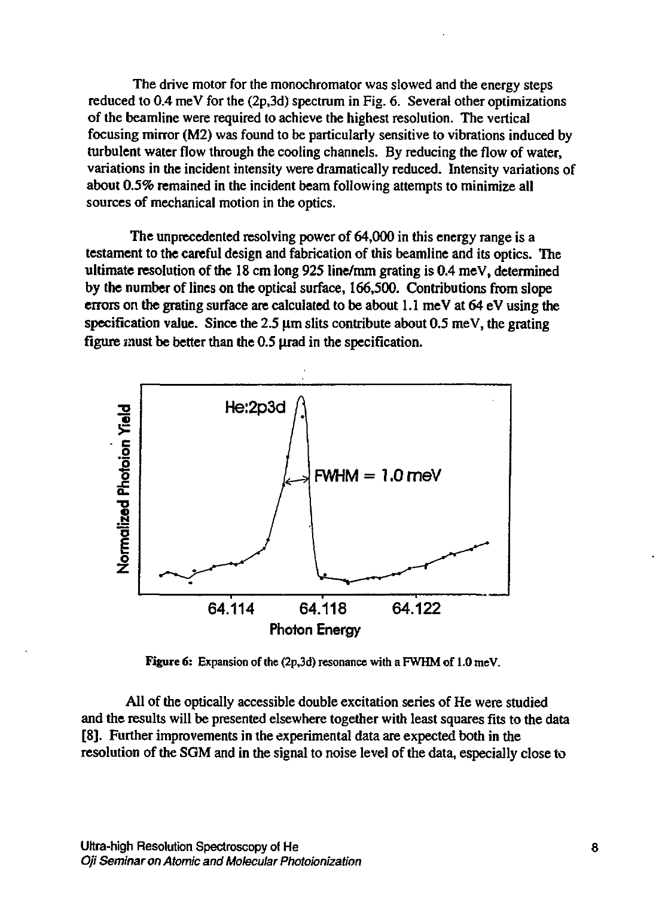The drive motor for the monochromator was slowed and the energy steps reduced to 0.4 meV for the (2p,3d) spectrum in Fig. 6. Several other optimizations of the beamline were required to achieve the highest resolution. The vertical focusing mirror (M2) was found to be particularly sensitive to vibrations induced by turbulent water flow through the cooling channels. By reducing the flow of water, variations in the incident intensity were dramatically reduced. Intensity variations of about 0.5% remained in the incident beam following attempts to minimize all sources of mechanical motion in the optics.

The unprecedented resolving power of 64,000 in this energy range is a testament to the careful design and fabrication of this beamline and its optics. The ultimate resolution of the 18 cm long 925 line/mm grating is 0.4 meV, determined by the number of lines on the optical surface, 166,500. Contributions from slope errors on the grating surface are calculated to be about 1.1 meV at 64 eV using the specification value. Since the 2.5 μm slits contribute about 0.5 meV, the grating figure must be better than the 0.5 μrad in the specification.

He:2p3d

FWHM = 1.0 meV

Normalized Photoion Yield

64.114 64.118 64.122

Photon Energy

**Figure 6:** Expansion of the (2p,3d) resonance with a FWHM of 1.0 meV.

All of the optically accessible double excitation series of He were studied and the results will be presented elsewhere together with least squares fits to the data [8]. Further improvements in the experimental data are expected both in the resolution of the SGM and in the signal to noise level of the data, especially close to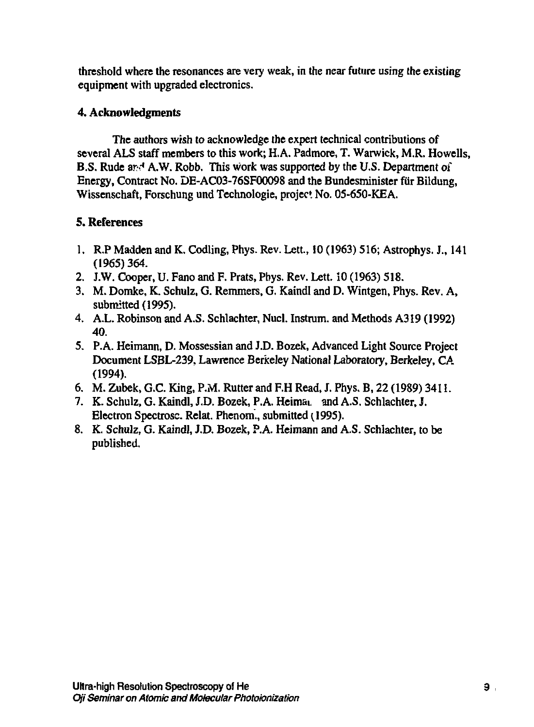threshold where the resonances are very weak, in the near future using the existing equipment with upgraded electronics.

## 4. Acknowledgments

The authors wish to acknowledge the expert technical contributions of several ALS staff members to this work; H.A. Padmore, T. Warwick, M.R. Howells, B.S. Rude and A.W. Robb. This work was supported by the U.S. Department of Energy, Contract No. DE-AC03-76SF00098 and the Bundesminister für Bildung, Wissenschaft, Forschung und Technologie, project No. 05-650-KEA.

## 5. References

1. R.P Madden and K. Codling, Phys. Rev. Lett., 10 (1963) 516; Astrophys. J., 141 (1965) 364.
2. J.W. Cooper, U. Fano and F. Prats, Phys. Rev. Lett. 10 (1963) 518.
3. M. Domke, K. Schulz, G. Remmers, G. Kaindl and D. Wintgen, Phys. Rev. A, submitted (1995).
4. A.L. Robinson and A.S. Schlachter, Nucl. Instrum. and Methods A319 (1992) 40.
5. P.A. Heimann, D. Mossessian and J.D. Bozek, Advanced Light Source Project Document LSBL-239, Lawrence Berkeley National Laboratory, Berkeley, CA (1994).
6. M. Zubek, G.C. King, P.M. Rutter and F.H Read, J. Phys. B, 22 (1989) 3411.
7. K. Schulz, G. Kaindl, J.D. Bozek, P.A. Heimann and A.S. Schlachter, J. Electron Spectrosc. Relat. Phenom., submitted (1995).
8. K. Schulz, G. Kaindl, J.D. Bozek, P.A. Heimann and A.S. Schlachter, to be published.